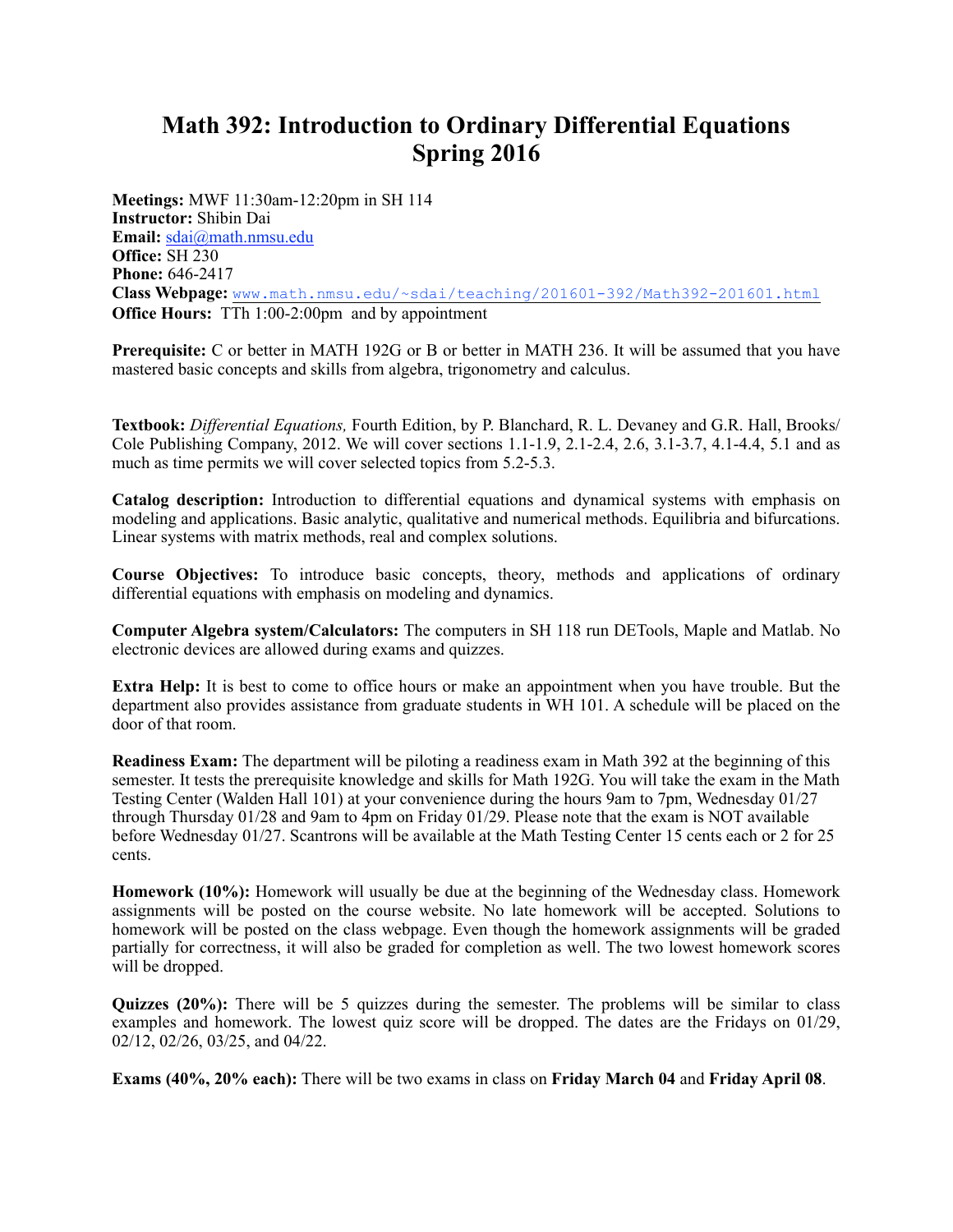# Math 392: Introduction to Ordinary Differential Equations Spring 2016

**Meetings:** MWF 11:30am-12:20pm in SH 114
**Instructor:** Shibin Dai
**Email:** sdai@math.nmsu.edu
**Office:** SH 230
**Phone:** 646-2417
**Class Webpage:** www.math.nmsu.edu/~sdai/teaching/201601-392/Math392-201601.html
**Office Hours:** TTh 1:00-2:00pm and by appointment

**Prerequisite:** C or better in MATH 192G or B or better in MATH 236. It will be assumed that you have mastered basic concepts and skills from algebra, trigonometry and calculus.

**Textbook:** *Differential Equations,* Fourth Edition, by P. Blanchard, R. L. Devaney and G.R. Hall, Brooks/Cole Publishing Company, 2012. We will cover sections 1.1-1.9, 2.1-2.4, 2.6, 3.1-3.7, 4.1-4.4, 5.1 and as much as time permits we will cover selected topics from 5.2-5.3.

**Catalog description:** Introduction to differential equations and dynamical systems with emphasis on modeling and applications. Basic analytic, qualitative and numerical methods. Equilibria and bifurcations. Linear systems with matrix methods, real and complex solutions.

**Course Objectives:** To introduce basic concepts, theory, methods and applications of ordinary differential equations with emphasis on modeling and dynamics.

**Computer Algebra system/Calculators:** The computers in SH 118 run DETools, Maple and Matlab. No electronic devices are allowed during exams and quizzes.

**Extra Help:** It is best to come to office hours or make an appointment when you have trouble. But the department also provides assistance from graduate students in WH 101. A schedule will be placed on the door of that room.

**Readiness Exam:** The department will be piloting a readiness exam in Math 392 at the beginning of this semester. It tests the prerequisite knowledge and skills for Math 192G. You will take the exam in the Math Testing Center (Walden Hall 101) at your convenience during the hours 9am to 7pm, Wednesday 01/27 through Thursday 01/28 and 9am to 4pm on Friday 01/29. Please note that the exam is NOT available before Wednesday 01/27. Scantrons will be available at the Math Testing Center 15 cents each or 2 for 25 cents.

**Homework (10%):** Homework will usually be due at the beginning of the Wednesday class. Homework assignments will be posted on the course website. No late homework will be accepted. Solutions to homework will be posted on the class webpage. Even though the homework assignments will be graded partially for correctness, it will also be graded for completion as well. The two lowest homework scores will be dropped.

**Quizzes (20%):** There will be 5 quizzes during the semester. The problems will be similar to class examples and homework. The lowest quiz score will be dropped. The dates are the Fridays on 01/29, 02/12, 02/26, 03/25, and 04/22.

**Exams (40%, 20% each):** There will be two exams in class on **Friday March 04** and **Friday April 08**.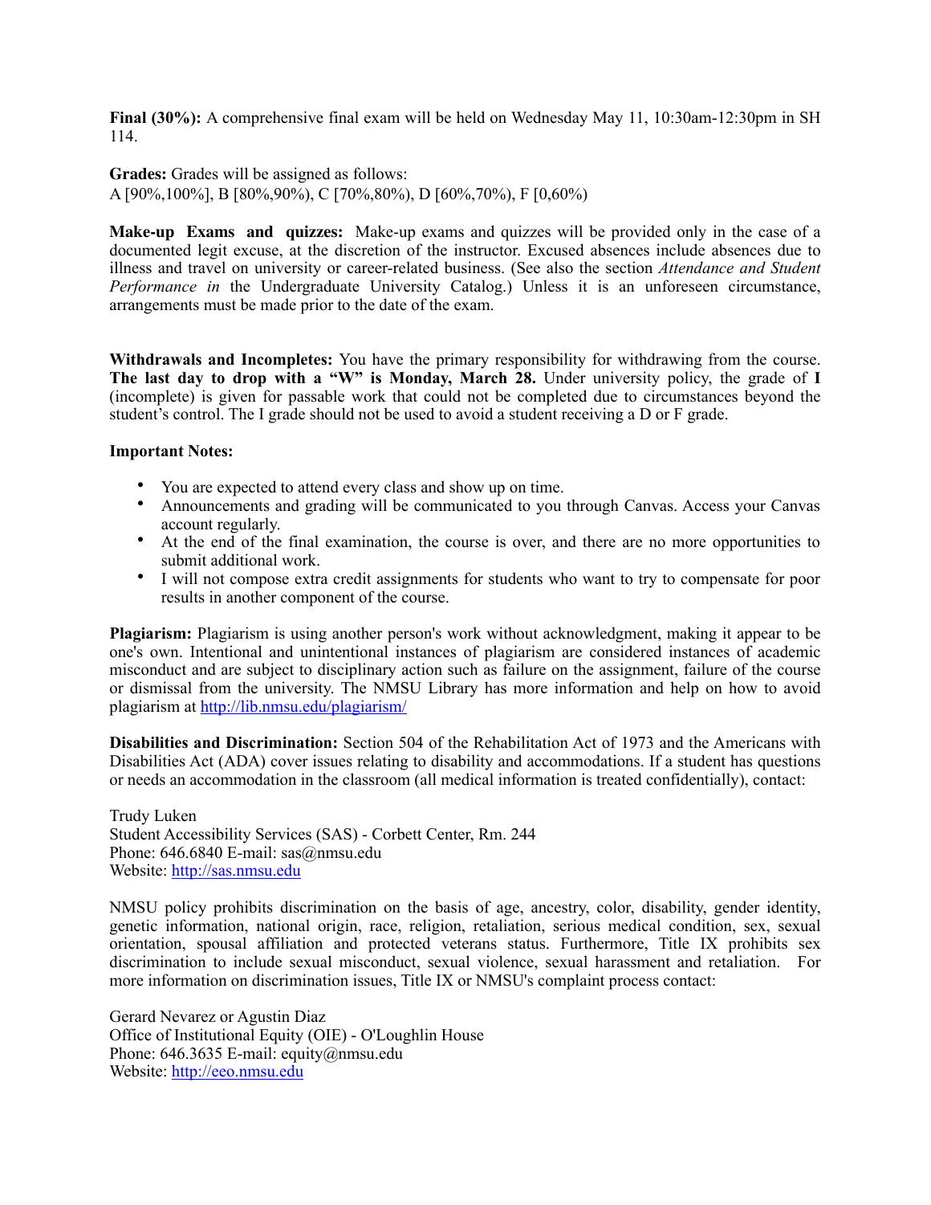**Final (30%):** A comprehensive final exam will be held on Wednesday May 11, 10:30am-12:30pm in SH 114.

**Grades:** Grades will be assigned as follows:
A [90%,100%], B [80%,90%), C [70%,80%), D [60%,70%), F [0,60%)

**Make-up Exams and quizzes:** Make-up exams and quizzes will be provided only in the case of a documented legit excuse, at the discretion of the instructor. Excused absences include absences due to illness and travel on university or career-related business. (See also the section *Attendance and Student Performance in* the Undergraduate University Catalog.) Unless it is an unforeseen circumstance, arrangements must be made prior to the date of the exam.

**Withdrawals and Incompletes:** You have the primary responsibility for withdrawing from the course. **The last day to drop with a "W" is Monday, March 28.** Under university policy, the grade of **I** (incomplete) is given for passable work that could not be completed due to circumstances beyond the student's control. The I grade should not be used to avoid a student receiving a D or F grade.

**Important Notes:**

- You are expected to attend every class and show up on time.
- Announcements and grading will be communicated to you through Canvas. Access your Canvas account regularly.
- At the end of the final examination, the course is over, and there are no more opportunities to submit additional work.
- I will not compose extra credit assignments for students who want to try to compensate for poor results in another component of the course.

**Plagiarism:** Plagiarism is using another person's work without acknowledgment, making it appear to be one's own. Intentional and unintentional instances of plagiarism are considered instances of academic misconduct and are subject to disciplinary action such as failure on the assignment, failure of the course or dismissal from the university. The NMSU Library has more information and help on how to avoid plagiarism at http://lib.nmsu.edu/plagiarism/

**Disabilities and Discrimination:** Section 504 of the Rehabilitation Act of 1973 and the Americans with Disabilities Act (ADA) cover issues relating to disability and accommodations. If a student has questions or needs an accommodation in the classroom (all medical information is treated confidentially), contact:

Trudy Luken
Student Accessibility Services (SAS) - Corbett Center, Rm. 244
Phone: 646.6840 E-mail: sas@nmsu.edu
Website: http://sas.nmsu.edu

NMSU policy prohibits discrimination on the basis of age, ancestry, color, disability, gender identity, genetic information, national origin, race, religion, retaliation, serious medical condition, sex, sexual orientation, spousal affiliation and protected veterans status. Furthermore, Title IX prohibits sex discrimination to include sexual misconduct, sexual violence, sexual harassment and retaliation. For more information on discrimination issues, Title IX or NMSU's complaint process contact:

Gerard Nevarez or Agustin Diaz
Office of Institutional Equity (OIE) - O'Loughlin House
Phone: 646.3635 E-mail: equity@nmsu.edu
Website: http://eeo.nmsu.edu